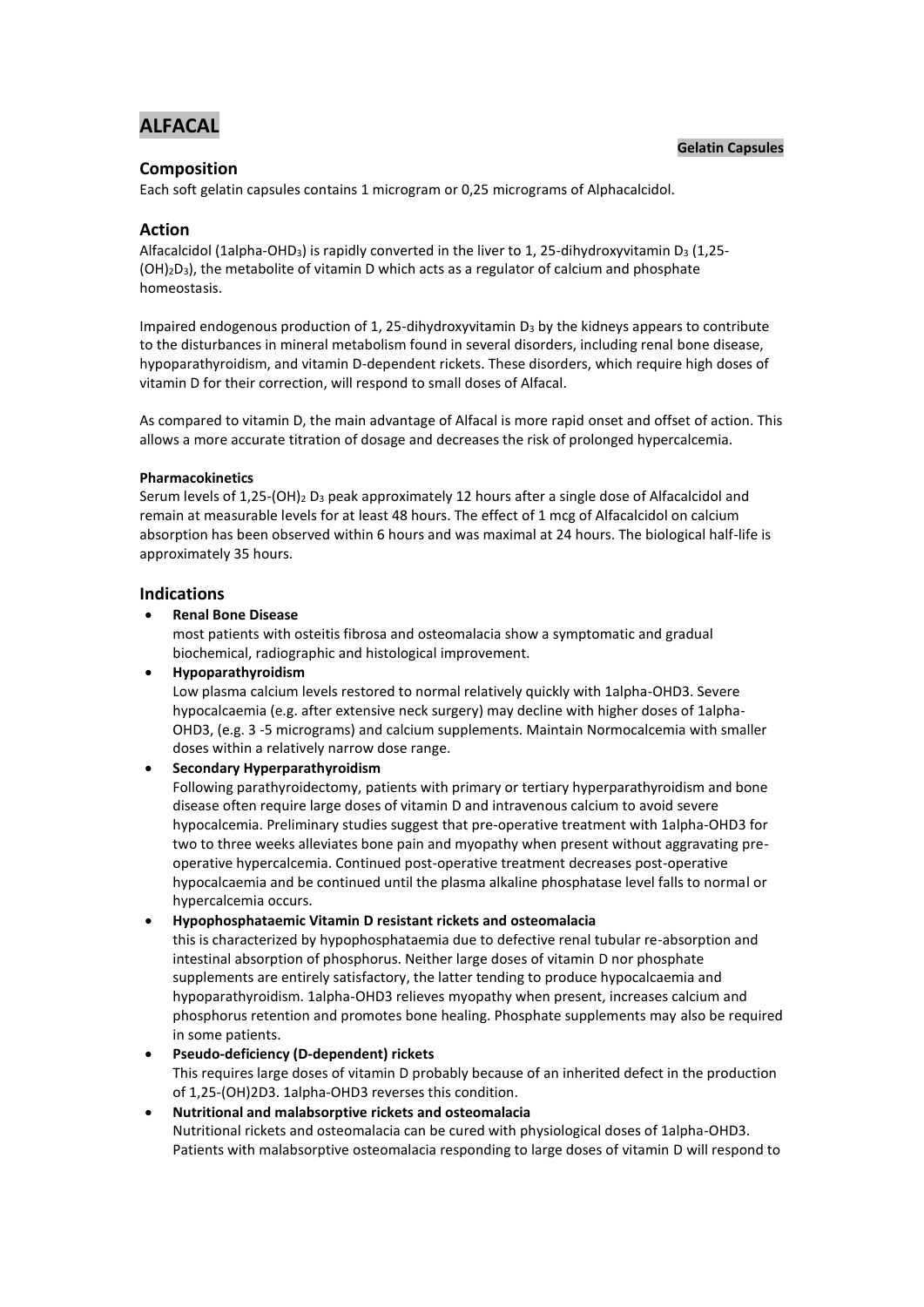# ALFACAL

**Gelatin Capsules**

## Composition

Each soft gelatin capsules contains 1 microgram or 0,25 micrograms of Alphacalcidol.

## Action

Alfacalcidol (1alpha-$OHD_3$) is rapidly converted in the liver to 1, 25-dihydroxyvitamin $D_3$ (1,25-$(OH)_2D_3$), the metabolite of vitamin D which acts as a regulator of calcium and phosphate homeostasis.

Impaired endogenous production of 1, 25-dihydroxyvitamin $D_3$ by the kidneys appears to contribute to the disturbances in mineral metabolism found in several disorders, including renal bone disease, hypoparathyroidism, and vitamin D-dependent rickets. These disorders, which require high doses of vitamin D for their correction, will respond to small doses of Alfacal.

As compared to vitamin D, the main advantage of Alfacal is more rapid onset and offset of action. This allows a more accurate titration of dosage and decreases the risk of prolonged hypercalcemia.

**Pharmacokinetics**

Serum levels of 1,25-$(OH)_2$ $D_3$ peak approximately 12 hours after a single dose of Alfacalcidol and remain at measurable levels for at least 48 hours. The effect of 1 mcg of Alfacalcidol on calcium absorption has been observed within 6 hours and was maximal at 24 hours. The biological half-life is approximately 35 hours.

## Indications

- **Renal Bone Disease**
  most patients with osteitis fibrosa and osteomalacia show a symptomatic and gradual biochemical, radiographic and histological improvement.
- **Hypoparathyroidism**
  Low plasma calcium levels restored to normal relatively quickly with 1alpha-OHD3. Severe hypocalcaemia (e.g. after extensive neck surgery) may decline with higher doses of 1alpha-OHD3, (e.g. 3 -5 micrograms) and calcium supplements. Maintain Normocalcemia with smaller doses within a relatively narrow dose range.
- **Secondary Hyperparathyroidism**
  Following parathyroidectomy, patients with primary or tertiary hyperparathyroidism and bone disease often require large doses of vitamin D and intravenous calcium to avoid severe hypocalcemia. Preliminary studies suggest that pre-operative treatment with 1alpha-OHD3 for two to three weeks alleviates bone pain and myopathy when present without aggravating pre-operative hypercalcemia. Continued post-operative treatment decreases post-operative hypocalcaemia and be continued until the plasma alkaline phosphatase level falls to normal or hypercalcemia occurs.
- **Hypophosphataemic Vitamin D resistant rickets and osteomalacia**
  this is characterized by hypophosphataemia due to defective renal tubular re-absorption and intestinal absorption of phosphorus. Neither large doses of vitamin D nor phosphate supplements are entirely satisfactory, the latter tending to produce hypocalcaemia and hypoparathyroidism. 1alpha-OHD3 relieves myopathy when present, increases calcium and phosphorus retention and promotes bone healing. Phosphate supplements may also be required in some patients.
- **Pseudo-deficiency (D-dependent) rickets**
  This requires large doses of vitamin D probably because of an inherited defect in the production of 1,25-(OH)2D3. 1alpha-OHD3 reverses this condition.
- **Nutritional and malabsorptive rickets and osteomalacia**
  Nutritional rickets and osteomalacia can be cured with physiological doses of 1alpha-OHD3. Patients with malabsorptive osteomalacia responding to large doses of vitamin D will respond to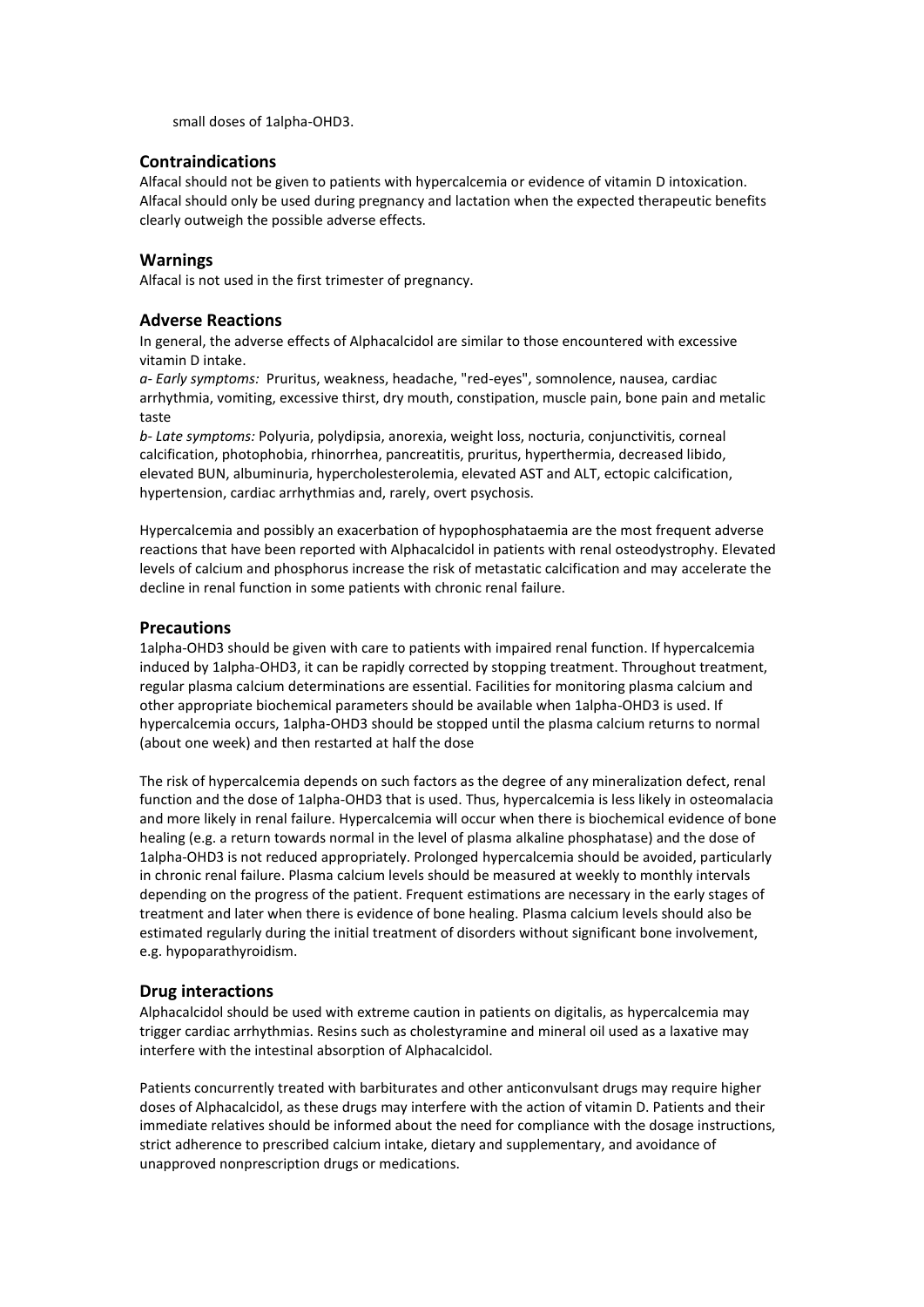small doses of 1alpha-OHD3.

## Contraindications

Alfacal should not be given to patients with hypercalcemia or evidence of vitamin D intoxication. Alfacal should only be used during pregnancy and lactation when the expected therapeutic benefits clearly outweigh the possible adverse effects.

## Warnings

Alfacal is not used in the first trimester of pregnancy.

## Adverse Reactions

In general, the adverse effects of Alphacalcidol are similar to those encountered with excessive vitamin D intake.

*a- Early symptoms:* Pruritus, weakness, headache, "red-eyes", somnolence, nausea, cardiac arrhythmia, vomiting, excessive thirst, dry mouth, constipation, muscle pain, bone pain and metalic taste

*b- Late symptoms:* Polyuria, polydipsia, anorexia, weight loss, nocturia, conjunctivitis, corneal calcification, photophobia, rhinorrhea, pancreatitis, pruritus, hyperthermia, decreased libido, elevated BUN, albuminuria, hypercholesterolemia, elevated AST and ALT, ectopic calcification, hypertension, cardiac arrhythmias and, rarely, overt psychosis.

Hypercalcemia and possibly an exacerbation of hypophosphataemia are the most frequent adverse reactions that have been reported with Alphacalcidol in patients with renal osteodystrophy. Elevated levels of calcium and phosphorus increase the risk of metastatic calcification and may accelerate the decline in renal function in some patients with chronic renal failure.

## Precautions

1alpha-OHD3 should be given with care to patients with impaired renal function. If hypercalcemia induced by 1alpha-OHD3, it can be rapidly corrected by stopping treatment. Throughout treatment, regular plasma calcium determinations are essential. Facilities for monitoring plasma calcium and other appropriate biochemical parameters should be available when 1alpha-OHD3 is used. If hypercalcemia occurs, 1alpha-OHD3 should be stopped until the plasma calcium returns to normal (about one week) and then restarted at half the dose

The risk of hypercalcemia depends on such factors as the degree of any mineralization defect, renal function and the dose of 1alpha-OHD3 that is used. Thus, hypercalcemia is less likely in osteomalacia and more likely in renal failure. Hypercalcemia will occur when there is biochemical evidence of bone healing (e.g. a return towards normal in the level of plasma alkaline phosphatase) and the dose of 1alpha-OHD3 is not reduced appropriately. Prolonged hypercalcemia should be avoided, particularly in chronic renal failure. Plasma calcium levels should be measured at weekly to monthly intervals depending on the progress of the patient. Frequent estimations are necessary in the early stages of treatment and later when there is evidence of bone healing. Plasma calcium levels should also be estimated regularly during the initial treatment of disorders without significant bone involvement, e.g. hypoparathyroidism.

## Drug interactions

Alphacalcidol should be used with extreme caution in patients on digitalis, as hypercalcemia may trigger cardiac arrhythmias. Resins such as cholestyramine and mineral oil used as a laxative may interfere with the intestinal absorption of Alphacalcidol.

Patients concurrently treated with barbiturates and other anticonvulsant drugs may require higher doses of Alphacalcidol, as these drugs may interfere with the action of vitamin D. Patients and their immediate relatives should be informed about the need for compliance with the dosage instructions, strict adherence to prescribed calcium intake, dietary and supplementary, and avoidance of unapproved nonprescription drugs or medications.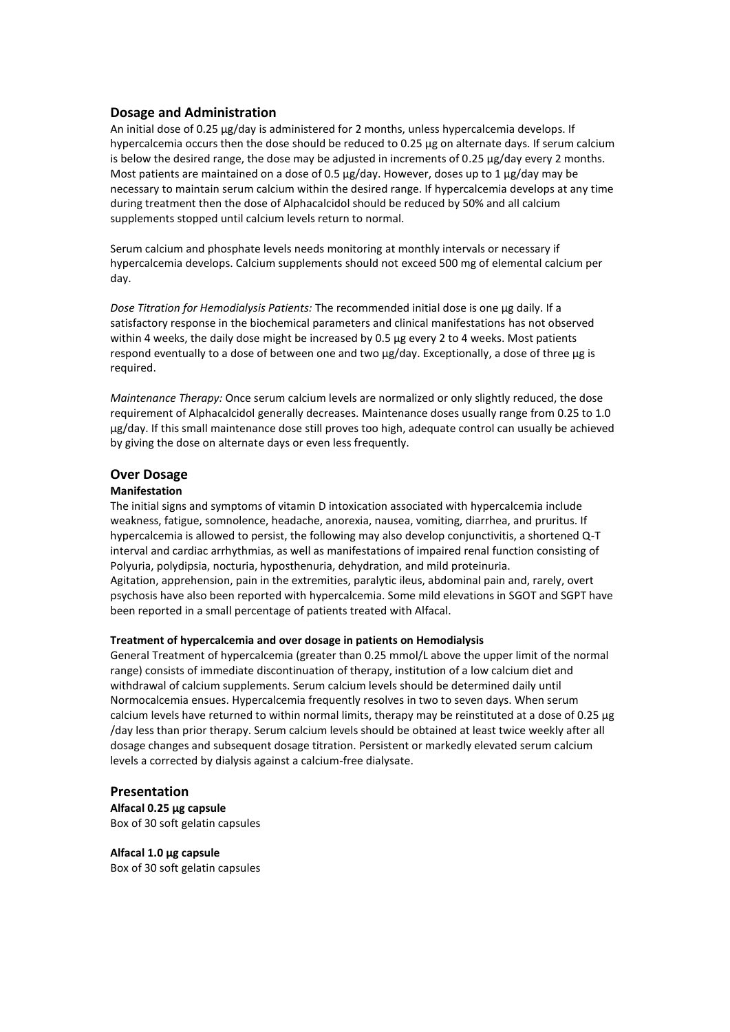## Dosage and Administration

An initial dose of 0.25 µg/day is administered for 2 months, unless hypercalcemia develops. If hypercalcemia occurs then the dose should be reduced to 0.25 µg on alternate days. If serum calcium is below the desired range, the dose may be adjusted in increments of 0.25 µg/day every 2 months. Most patients are maintained on a dose of 0.5 µg/day. However, doses up to 1 µg/day may be necessary to maintain serum calcium within the desired range. If hypercalcemia develops at any time during treatment then the dose of Alphacalcidol should be reduced by 50% and all calcium supplements stopped until calcium levels return to normal.

Serum calcium and phosphate levels needs monitoring at monthly intervals or necessary if hypercalcemia develops. Calcium supplements should not exceed 500 mg of elemental calcium per day.

*Dose Titration for Hemodialysis Patients:* The recommended initial dose is one µg daily. If a satisfactory response in the biochemical parameters and clinical manifestations has not observed within 4 weeks, the daily dose might be increased by 0.5 µg every 2 to 4 weeks. Most patients respond eventually to a dose of between one and two µg/day. Exceptionally, a dose of three µg is required.

*Maintenance Therapy:* Once serum calcium levels are normalized or only slightly reduced, the dose requirement of Alphacalcidol generally decreases. Maintenance doses usually range from 0.25 to 1.0 µg/day. If this small maintenance dose still proves too high, adequate control can usually be achieved by giving the dose on alternate days or even less frequently.

## Over Dosage

**Manifestation**

The initial signs and symptoms of vitamin D intoxication associated with hypercalcemia include weakness, fatigue, somnolence, headache, anorexia, nausea, vomiting, diarrhea, and pruritus. If hypercalcemia is allowed to persist, the following may also develop conjunctivitis, a shortened Q-T interval and cardiac arrhythmias, as well as manifestations of impaired renal function consisting of Polyuria, polydipsia, nocturia, hyposthenuria, dehydration, and mild proteinuria.
Agitation, apprehension, pain in the extremities, paralytic ileus, abdominal pain and, rarely, overt psychosis have also been reported with hypercalcemia. Some mild elevations in SGOT and SGPT have been reported in a small percentage of patients treated with Alfacal.

**Treatment of hypercalcemia and over dosage in patients on Hemodialysis**

General Treatment of hypercalcemia (greater than 0.25 mmol/L above the upper limit of the normal range) consists of immediate discontinuation of therapy, institution of a low calcium diet and withdrawal of calcium supplements. Serum calcium levels should be determined daily until Normocalcemia ensues. Hypercalcemia frequently resolves in two to seven days. When serum calcium levels have returned to within normal limits, therapy may be reinstituted at a dose of 0.25 µg /day less than prior therapy. Serum calcium levels should be obtained at least twice weekly after all dosage changes and subsequent dosage titration. Persistent or markedly elevated serum calcium levels a corrected by dialysis against a calcium-free dialysate.

## Presentation

**Alfacal 0.25 µg capsule**
Box of 30 soft gelatin capsules

**Alfacal 1.0 µg capsule**
Box of 30 soft gelatin capsules